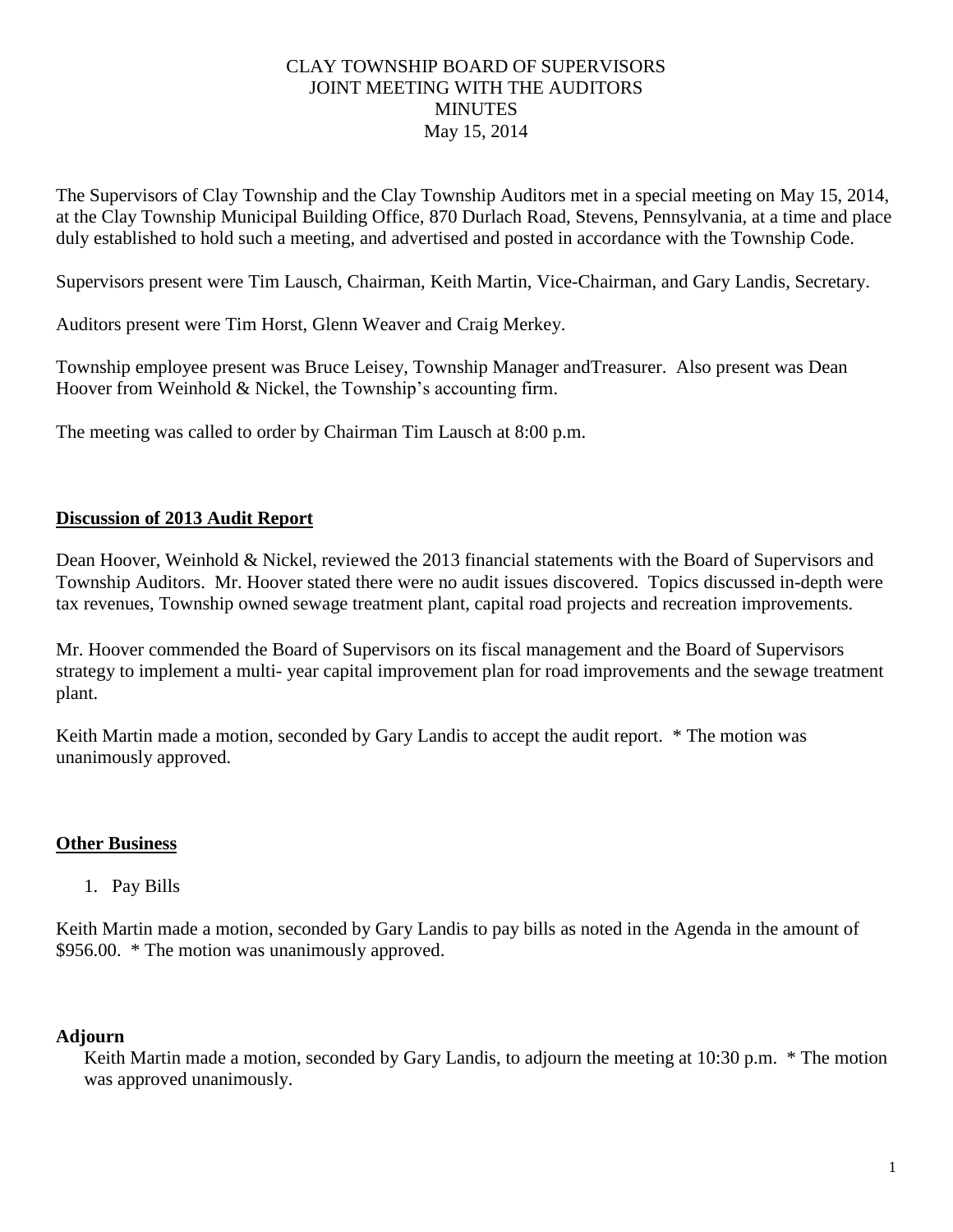# CLAY TOWNSHIP BOARD OF SUPERVISORS
# JOINT MEETING WITH THE AUDITORS
# MINUTES
May 15, 2014

The Supervisors of Clay Township and the Clay Township Auditors met in a special meeting on May 15, 2014, at the Clay Township Municipal Building Office, 870 Durlach Road, Stevens, Pennsylvania, at a time and place duly established to hold such a meeting, and advertised and posted in accordance with the Township Code.

Supervisors present were Tim Lausch, Chairman, Keith Martin, Vice-Chairman, and Gary Landis, Secretary.

Auditors present were Tim Horst, Glenn Weaver and Craig Merkey.

Township employee present was Bruce Leisey, Township Manager andTreasurer. Also present was Dean Hoover from Weinhold & Nickel, the Township's accounting firm.

The meeting was called to order by Chairman Tim Lausch at 8:00 p.m.

## Discussion of 2013 Audit Report

Dean Hoover, Weinhold & Nickel, reviewed the 2013 financial statements with the Board of Supervisors and Township Auditors. Mr. Hoover stated there were no audit issues discovered. Topics discussed in-depth were tax revenues, Township owned sewage treatment plant, capital road projects and recreation improvements.

Mr. Hoover commended the Board of Supervisors on its fiscal management and the Board of Supervisors strategy to implement a multi- year capital improvement plan for road improvements and the sewage treatment plant.

Keith Martin made a motion, seconded by Gary Landis to accept the audit report. * The motion was unanimously approved.

## Other Business

1. Pay Bills

Keith Martin made a motion, seconded by Gary Landis to pay bills as noted in the Agenda in the amount of $956.00. * The motion was unanimously approved.

## Adjourn

Keith Martin made a motion, seconded by Gary Landis, to adjourn the meeting at 10:30 p.m. * The motion was approved unanimously.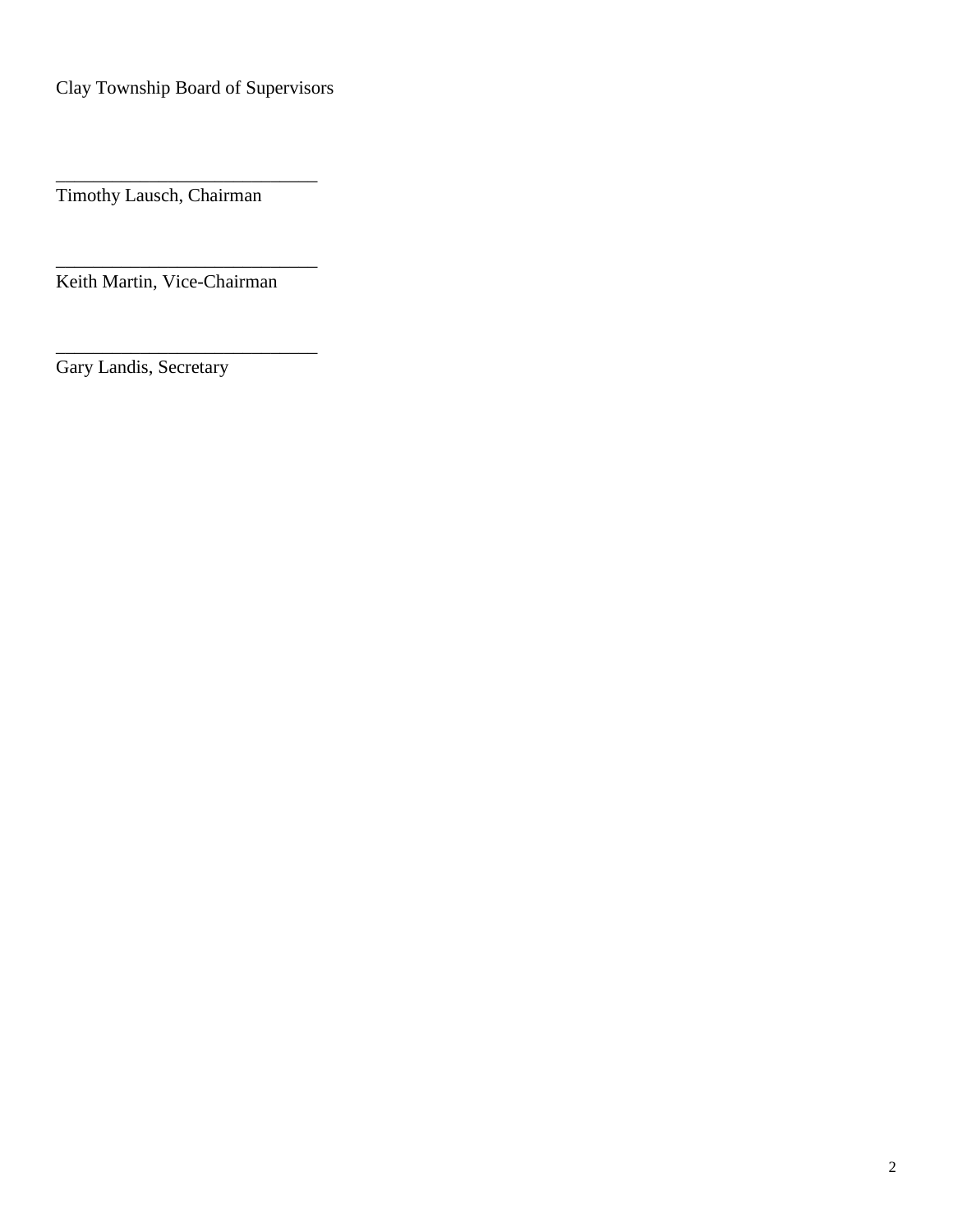Clay Township Board of Supervisors

___________________________
Timothy Lausch, Chairman

___________________________
Keith Martin, Vice-Chairman

___________________________
Gary Landis, Secretary